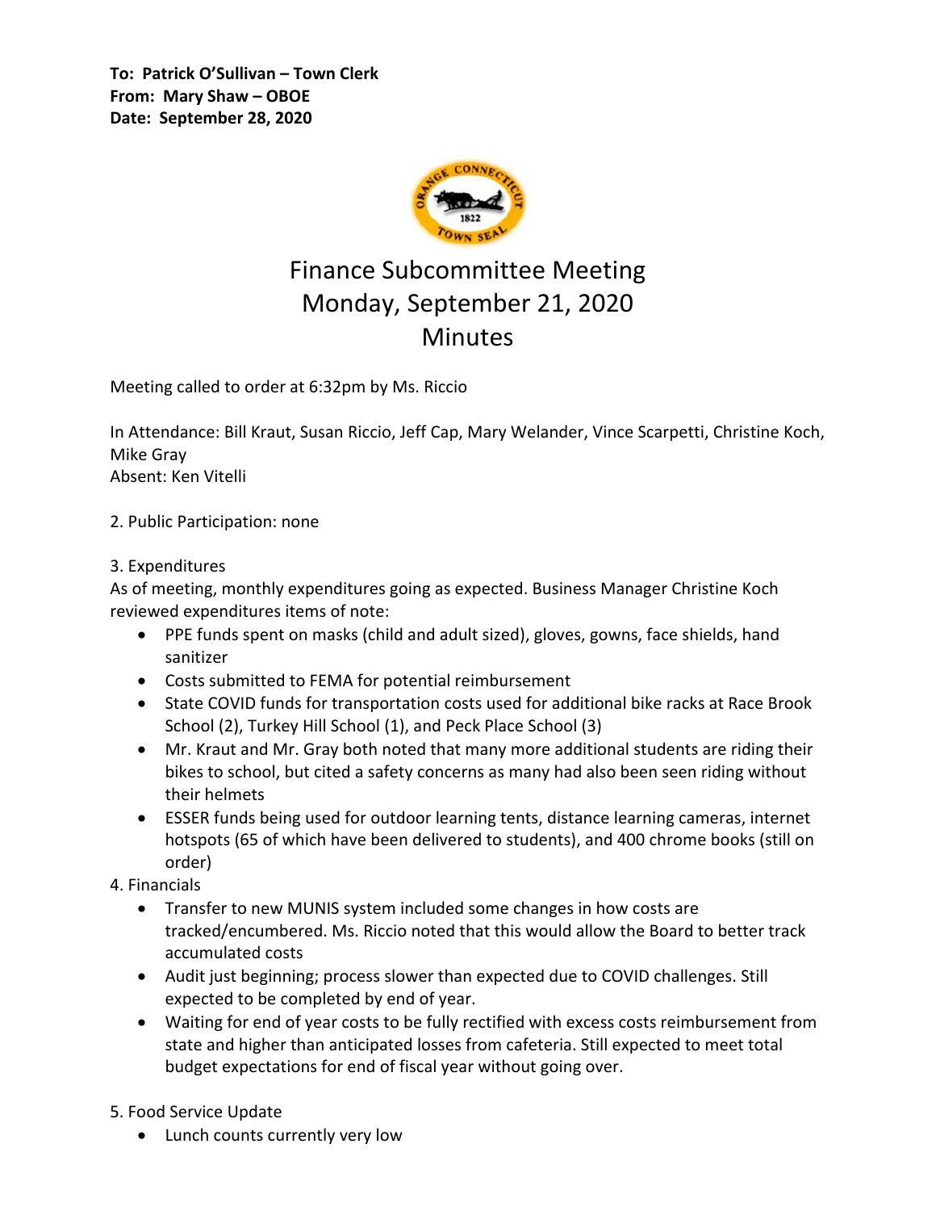**To: Patrick O'Sullivan – Town Clerk**
**From: Mary Shaw – OBOE**
**Date: September 28, 2020**

# Finance Subcommittee Meeting
# Monday, September 21, 2020
# Minutes

Meeting called to order at 6:32pm by Ms. Riccio

In Attendance: Bill Kraut, Susan Riccio, Jeff Cap, Mary Welander, Vince Scarpetti, Christine Koch, Mike Gray
Absent: Ken Vitelli

2. Public Participation: none

3. Expenditures
As of meeting, monthly expenditures going as expected. Business Manager Christine Koch reviewed expenditures items of note:

- PPE funds spent on masks (child and adult sized), gloves, gowns, face shields, hand sanitizer
- Costs submitted to FEMA for potential reimbursement
- State COVID funds for transportation costs used for additional bike racks at Race Brook School (2), Turkey Hill School (1), and Peck Place School (3)
- Mr. Kraut and Mr. Gray both noted that many more additional students are riding their bikes to school, but cited a safety concerns as many had also been seen riding without their helmets
- ESSER funds being used for outdoor learning tents, distance learning cameras, internet hotspots (65 of which have been delivered to students), and 400 chrome books (still on order)

4. Financials

- Transfer to new MUNIS system included some changes in how costs are tracked/encumbered. Ms. Riccio noted that this would allow the Board to better track accumulated costs
- Audit just beginning; process slower than expected due to COVID challenges. Still expected to be completed by end of year.
- Waiting for end of year costs to be fully rectified with excess costs reimbursement from state and higher than anticipated losses from cafeteria. Still expected to meet total budget expectations for end of fiscal year without going over.

5. Food Service Update

- Lunch counts currently very low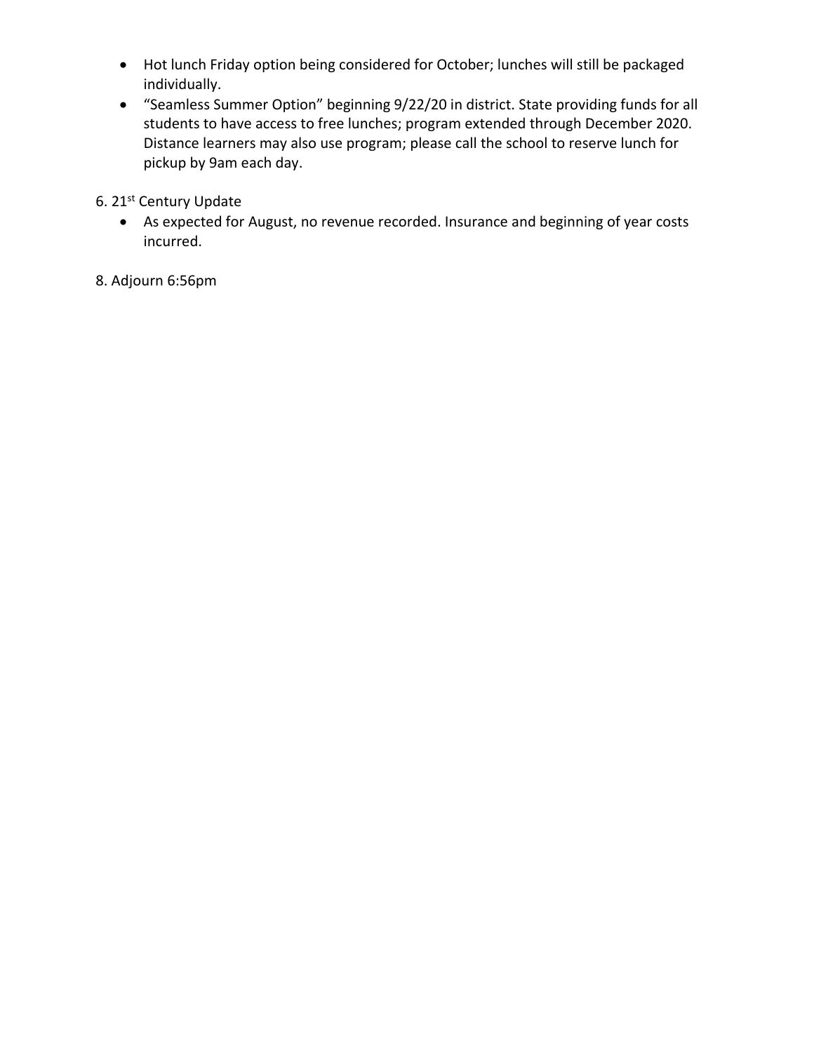- Hot lunch Friday option being considered for October; lunches will still be packaged individually.
- "Seamless Summer Option" beginning 9/22/20 in district. State providing funds for all students to have access to free lunches; program extended through December 2020. Distance learners may also use program; please call the school to reserve lunch for pickup by 9am each day.

6. 21st Century Update

- As expected for August, no revenue recorded. Insurance and beginning of year costs incurred.

8. Adjourn 6:56pm